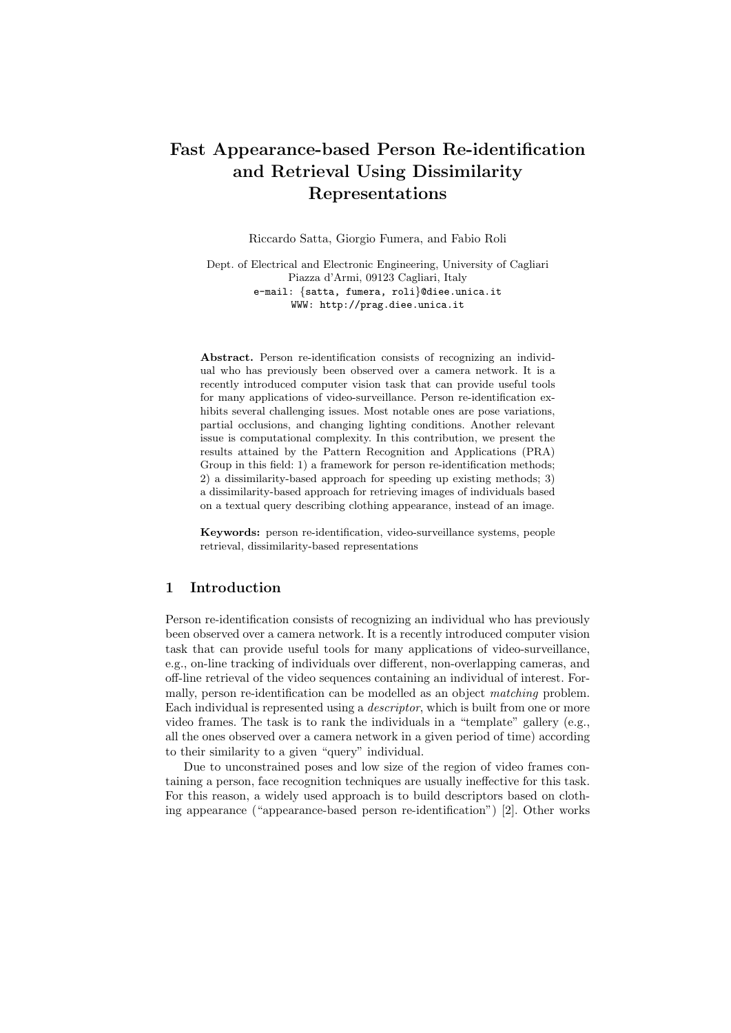# Fast Appearance-based Person Re-identification and Retrieval Using Dissimilarity Representations

Riccardo Satta, Giorgio Fumera, and Fabio Roli

Dept. of Electrical and Electronic Engineering, University of Cagliari
Piazza d'Armi, 09123 Cagliari, Italy
e-mail: {satta, fumera, roli}@diee.unica.it
WWW: http://prag.diee.unica.it

**Abstract.** Person re-identification consists of recognizing an individual who has previously been observed over a camera network. It is a recently introduced computer vision task that can provide useful tools for many applications of video-surveillance. Person re-identification exhibits several challenging issues. Most notable ones are pose variations, partial occlusions, and changing lighting conditions. Another relevant issue is computational complexity. In this contribution, we present the results attained by the Pattern Recognition and Applications (PRA) Group in this field: 1) a framework for person re-identification methods; 2) a dissimilarity-based approach for speeding up existing methods; 3) a dissimilarity-based approach for retrieving images of individuals based on a textual query describing clothing appearance, instead of an image.

**Keywords:** person re-identification, video-surveillance systems, people retrieval, dissimilarity-based representations

## 1 Introduction

Person re-identification consists of recognizing an individual who has previously been observed over a camera network. It is a recently introduced computer vision task that can provide useful tools for many applications of video-surveillance, e.g., on-line tracking of individuals over different, non-overlapping cameras, and off-line retrieval of the video sequences containing an individual of interest. Formally, person re-identification can be modelled as an object *matching* problem. Each individual is represented using a *descriptor*, which is built from one or more video frames. The task is to rank the individuals in a "template" gallery (e.g., all the ones observed over a camera network in a given period of time) according to their similarity to a given "query" individual.

Due to unconstrained poses and low size of the region of video frames containing a person, face recognition techniques are usually ineffective for this task. For this reason, a widely used approach is to build descriptors based on clothing appearance ("appearance-based person re-identification") [2]. Other works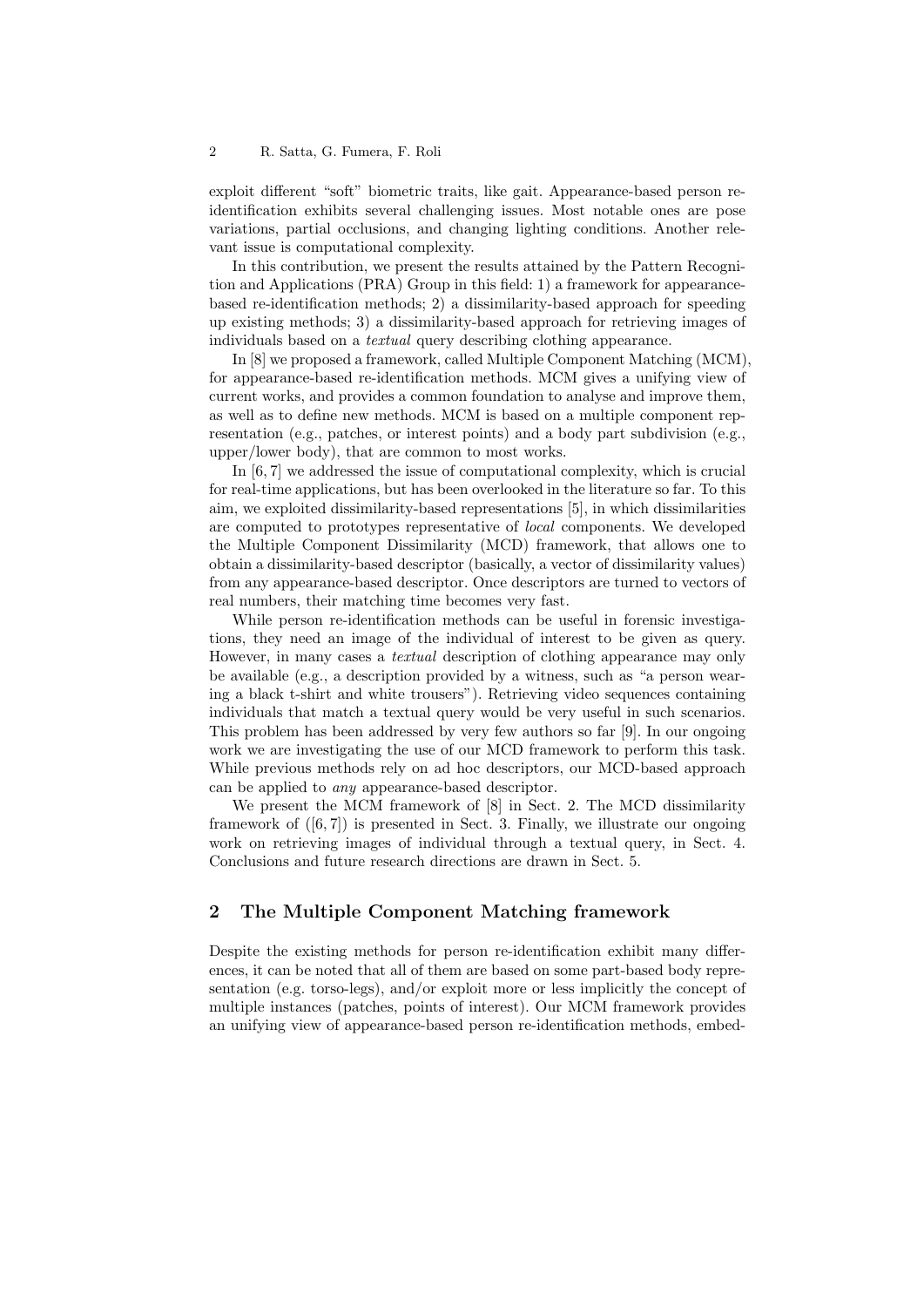exploit different "soft" biometric traits, like gait. Appearance-based person re-identification exhibits several challenging issues. Most notable ones are pose variations, partial occlusions, and changing lighting conditions. Another relevant issue is computational complexity.

In this contribution, we present the results attained by the Pattern Recognition and Applications (PRA) Group in this field: 1) a framework for appearance-based re-identification methods; 2) a dissimilarity-based approach for speeding up existing methods; 3) a dissimilarity-based approach for retrieving images of individuals based on a *textual* query describing clothing appearance.

In [8] we proposed a framework, called Multiple Component Matching (MCM), for appearance-based re-identification methods. MCM gives a unifying view of current works, and provides a common foundation to analyse and improve them, as well as to define new methods. MCM is based on a multiple component representation (e.g., patches, or interest points) and a body part subdivision (e.g., upper/lower body), that are common to most works.

In [6, 7] we addressed the issue of computational complexity, which is crucial for real-time applications, but has been overlooked in the literature so far. To this aim, we exploited dissimilarity-based representations [5], in which dissimilarities are computed to prototypes representative of *local* components. We developed the Multiple Component Dissimilarity (MCD) framework, that allows one to obtain a dissimilarity-based descriptor (basically, a vector of dissimilarity values) from any appearance-based descriptor. Once descriptors are turned to vectors of real numbers, their matching time becomes very fast.

While person re-identification methods can be useful in forensic investigations, they need an image of the individual of interest to be given as query. However, in many cases a *textual* description of clothing appearance may only be available (e.g., a description provided by a witness, such as "a person wearing a black t-shirt and white trousers"). Retrieving video sequences containing individuals that match a textual query would be very useful in such scenarios. This problem has been addressed by very few authors so far [9]. In our ongoing work we are investigating the use of our MCD framework to perform this task. While previous methods rely on ad hoc descriptors, our MCD-based approach can be applied to *any* appearance-based descriptor.

We present the MCM framework of [8] in Sect. 2. The MCD dissimilarity framework of ([6, 7]) is presented in Sect. 3. Finally, we illustrate our ongoing work on retrieving images of individual through a textual query, in Sect. 4. Conclusions and future research directions are drawn in Sect. 5.

## 2 The Multiple Component Matching framework

Despite the existing methods for person re-identification exhibit many differences, it can be noted that all of them are based on some part-based body representation (e.g. torso-legs), and/or exploit more or less implicitly the concept of multiple instances (patches, points of interest). Our MCM framework provides an unifying view of appearance-based person re-identification methods, embed-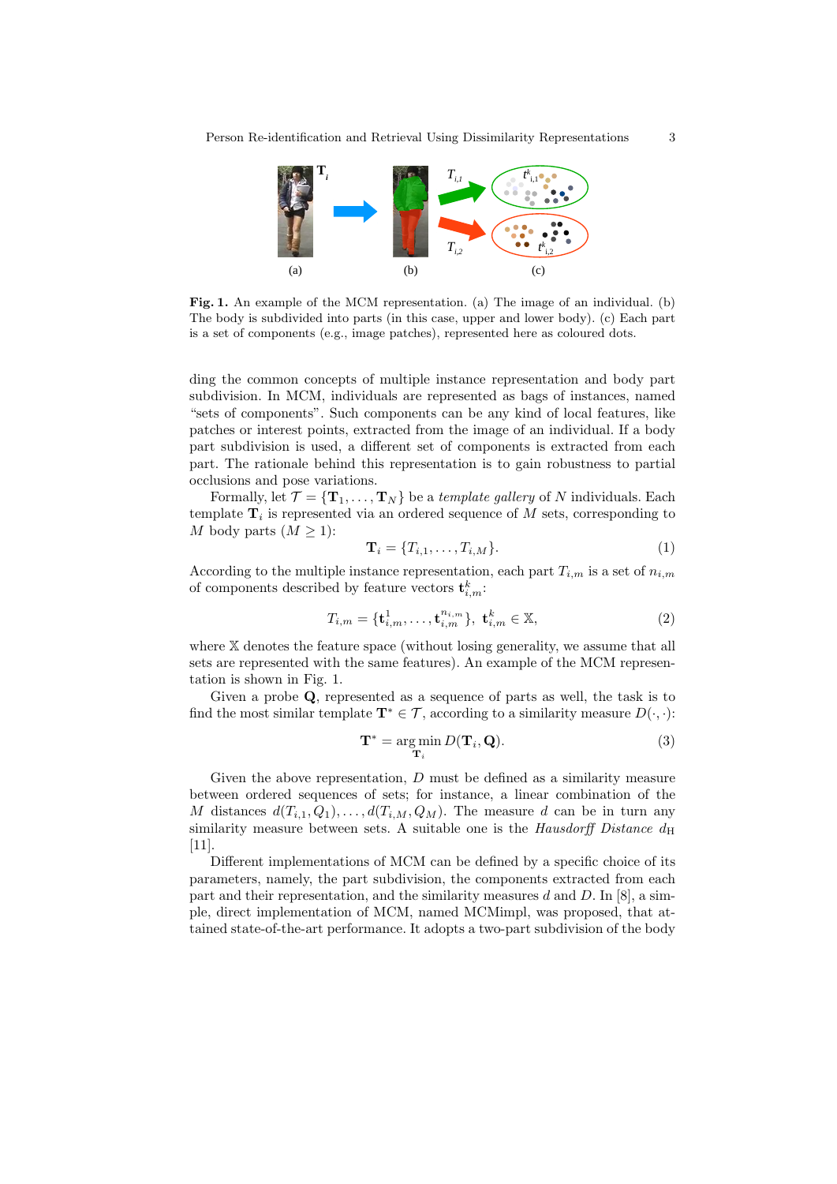**Fig. 1.** An example of the MCM representation. (a) The image of an individual. (b) The body is subdivided into parts (in this case, upper and lower body). (c) Each part is a set of components (e.g., image patches), represented here as coloured dots.

ding the common concepts of multiple instance representation and body part subdivision. In MCM, individuals are represented as bags of instances, named "sets of components". Such components can be any kind of local features, like patches or interest points, extracted from the image of an individual. If a body part subdivision is used, a different set of components is extracted from each part. The rationale behind this representation is to gain robustness to partial occlusions and pose variations.

Formally, let $\mathcal{T} = \{\mathbf{T}_1, \ldots, \mathbf{T}_N\}$ be a *template gallery* of $N$ individuals. Each template $\mathbf{T}_i$ is represented via an ordered sequence of $M$ sets, corresponding to $M$ body parts ($M \geq 1$):

$$\mathbf{T}_i = \{T_{i,1}, \ldots, T_{i,M}\}. \tag{1}$$

According to the multiple instance representation, each part $T_{i,m}$ is a set of $n_{i,m}$ of components described by feature vectors $\mathbf{t}^k_{i,m}$:

$$T_{i,m} = \{\mathbf{t}^1_{i,m}, \ldots, \mathbf{t}^{n_{i,m}}_{i,m}\},\ \mathbf{t}^k_{i,m} \in \mathbb{X}, \tag{2}$$

where $\mathbb{X}$ denotes the feature space (without losing generality, we assume that all sets are represented with the same features). An example of the MCM representation is shown in Fig. 1.

Given a probe $\mathbf{Q}$, represented as a sequence of parts as well, the task is to find the most similar template $\mathbf{T}^* \in \mathcal{T}$, according to a similarity measure $D(\cdot, \cdot)$:

$$\mathbf{T}^* = \arg\min_{\mathbf{T}_i} D(\mathbf{T}_i, \mathbf{Q}). \tag{3}$$

Given the above representation, $D$ must be defined as a similarity measure between ordered sequences of sets; for instance, a linear combination of the $M$ distances $d(T_{i,1}, Q_1), \ldots, d(T_{i,M}, Q_M)$. The measure $d$ can be in turn any similarity measure between sets. A suitable one is the *Hausdorff Distance* $d_{\mathrm{H}}$ [11].

Different implementations of MCM can be defined by a specific choice of its parameters, namely, the part subdivision, the components extracted from each part and their representation, and the similarity measures $d$ and $D$. In [8], a simple, direct implementation of MCM, named MCMimpl, was proposed, that attained state-of-the-art performance. It adopts a two-part subdivision of the body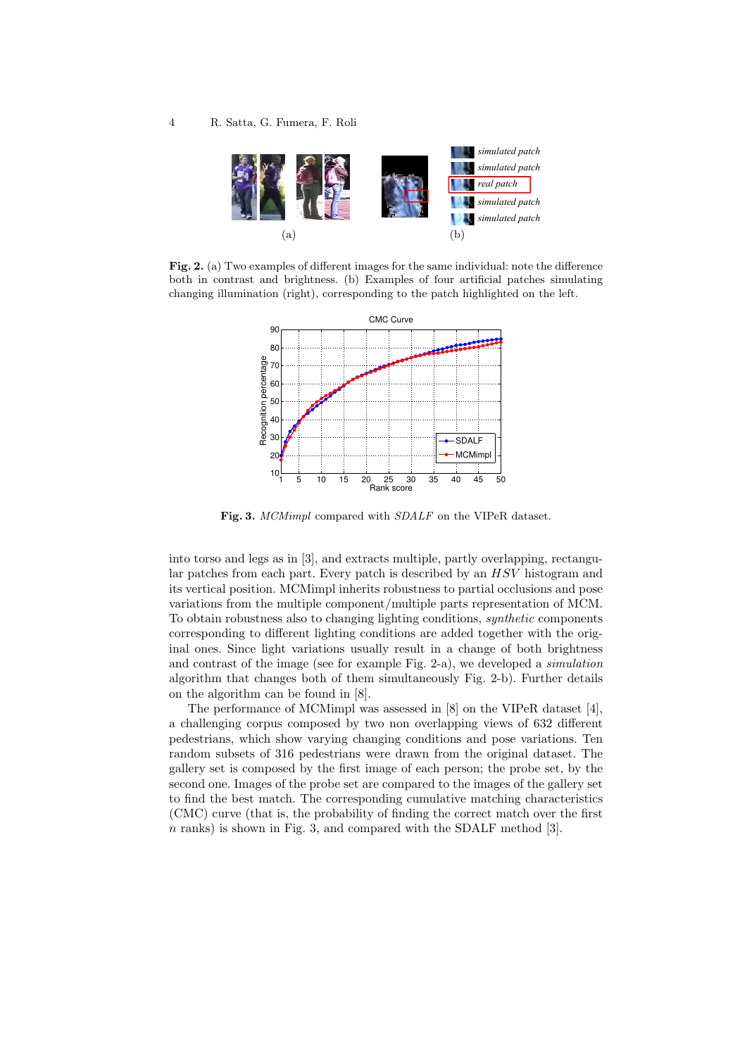**Fig. 2.** (a) Two examples of different images for the same individual: note the difference both in contrast and brightness. (b) Examples of four artificial patches simulating changing illumination (right), corresponding to the patch highlighted on the left.

**Fig. 3.** *MCMimpl* compared with *SDALF* on the VIPeR dataset.

into torso and legs as in [3], and extracts multiple, partly overlapping, rectangular patches from each part. Every patch is described by an $HSV$ histogram and its vertical position. MCMimpl inherits robustness to partial occlusions and pose variations from the multiple component/multiple parts representation of MCM. To obtain robustness also to changing lighting conditions, *synthetic* components corresponding to different lighting conditions are added together with the original ones. Since light variations usually result in a change of both brightness and contrast of the image (see for example Fig. 2-a), we developed a *simulation* algorithm that changes both of them simultaneously Fig. 2-b). Further details on the algorithm can be found in [8].

The performance of MCMimpl was assessed in [8] on the VIPeR dataset [4], a challenging corpus composed by two non overlapping views of 632 different pedestrians, which show varying changing conditions and pose variations. Ten random subsets of 316 pedestrians were drawn from the original dataset. The gallery set is composed by the first image of each person; the probe set, by the second one. Images of the probe set are compared to the images of the gallery set to find the best match. The corresponding cumulative matching characteristics (CMC) curve (that is, the probability of finding the correct match over the first $n$ ranks) is shown in Fig. 3, and compared with the SDALF method [3].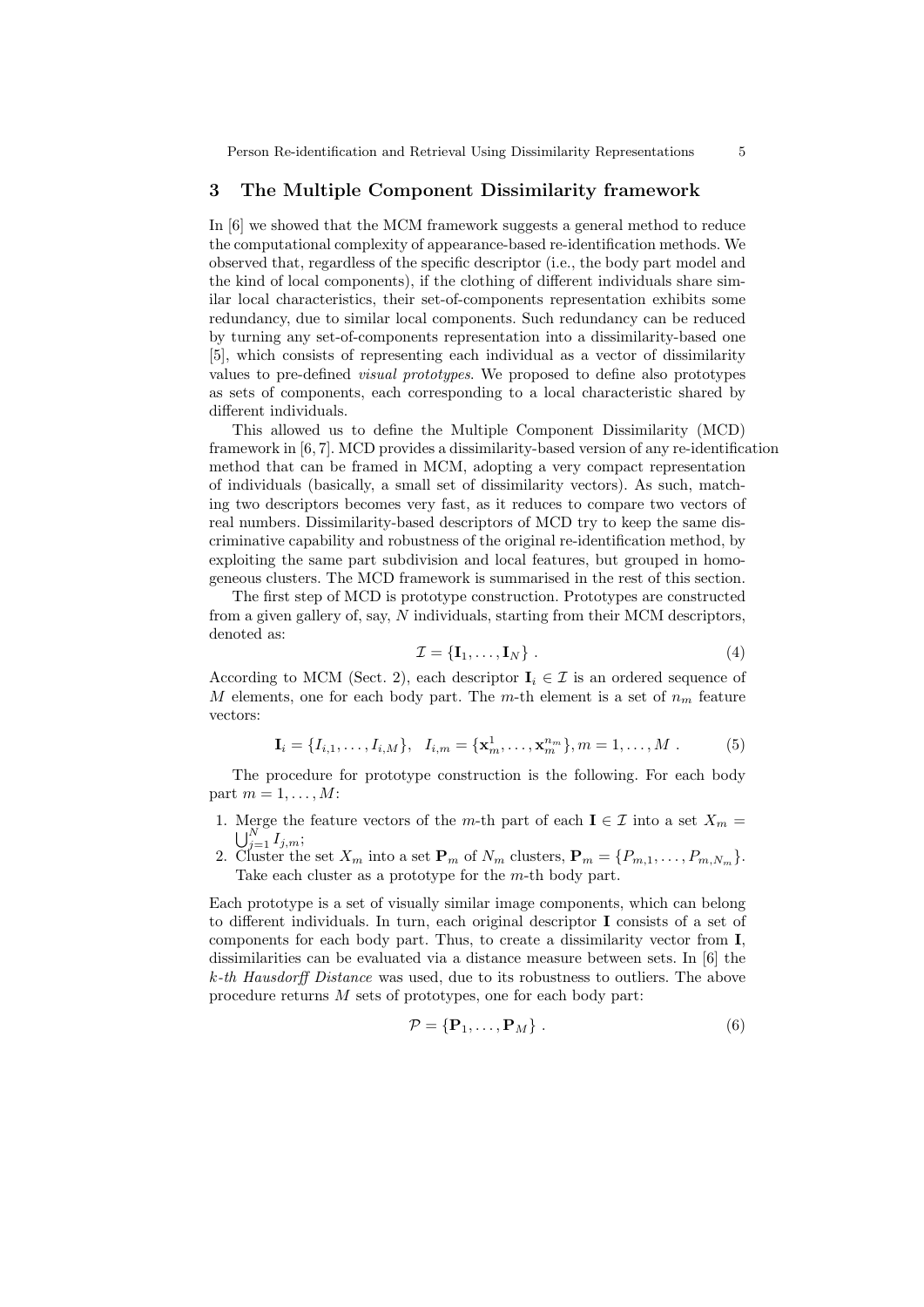## 3 The Multiple Component Dissimilarity framework

In [6] we showed that the MCM framework suggests a general method to reduce the computational complexity of appearance-based re-identification methods. We observed that, regardless of the specific descriptor (i.e., the body part model and the kind of local components), if the clothing of different individuals share similar local characteristics, their set-of-components representation exhibits some redundancy, due to similar local components. Such redundancy can be reduced by turning any set-of-components representation into a dissimilarity-based one [5], which consists of representing each individual as a vector of dissimilarity values to pre-defined *visual prototypes*. We proposed to define also prototypes as sets of components, each corresponding to a local characteristic shared by different individuals.

This allowed us to define the Multiple Component Dissimilarity (MCD) framework in [6, 7]. MCD provides a dissimilarity-based version of any re-identification method that can be framed in MCM, adopting a very compact representation of individuals (basically, a small set of dissimilarity vectors). As such, matching two descriptors becomes very fast, as it reduces to compare two vectors of real numbers. Dissimilarity-based descriptors of MCD try to keep the same discriminative capability and robustness of the original re-identification method, by exploiting the same part subdivision and local features, but grouped in homogeneous clusters. The MCD framework is summarised in the rest of this section.

The first step of MCD is prototype construction. Prototypes are constructed from a given gallery of, say, $N$ individuals, starting from their MCM descriptors, denoted as:

$$\mathcal{I} = \{\mathbf{I}_1, \ldots, \mathbf{I}_N\} \ . \tag{4}$$

According to MCM (Sect. 2), each descriptor $\mathbf{I}_i \in \mathcal{I}$ is an ordered sequence of $M$ elements, one for each body part. The $m$-th element is a set of $n_m$ feature vectors:

$$\mathbf{I}_i = \{I_{i,1}, \ldots, I_{i,M}\}, \quad I_{i,m} = \{\mathbf{x}_m^1, \ldots, \mathbf{x}_m^{n_m}\}, m = 1, \ldots, M \ . \tag{5}$$

The procedure for prototype construction is the following. For each body part $m = 1, \ldots, M$:

1. Merge the feature vectors of the $m$-th part of each $\mathbf{I} \in \mathcal{I}$ into a set $X_m = \bigcup_{j=1}^{N} I_{j,m}$;
2. Cluster the set $X_m$ into a set $\mathbf{P}_m$ of $N_m$ clusters, $\mathbf{P}_m = \{P_{m,1}, \ldots, P_{m,N_m}\}$. Take each cluster as a prototype for the $m$-th body part.

Each prototype is a set of visually similar image components, which can belong to different individuals. In turn, each original descriptor $\mathbf{I}$ consists of a set of components for each body part. Thus, to create a dissimilarity vector from $\mathbf{I}$, dissimilarities can be evaluated via a distance measure between sets. In [6] the *k-th Hausdorff Distance* was used, due to its robustness to outliers. The above procedure returns $M$ sets of prototypes, one for each body part:

$$\mathcal{P} = \{\mathbf{P}_1, \ldots, \mathbf{P}_M\} \ . \tag{6}$$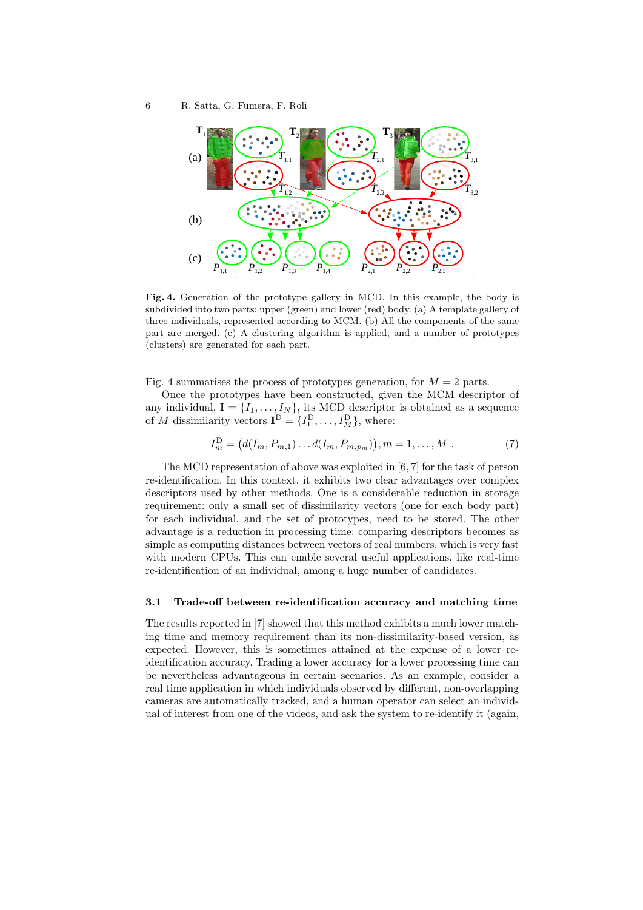**Fig. 4.** Generation of the prototype gallery in MCD. In this example, the body is subdivided into two parts: upper (green) and lower (red) body. (a) A template gallery of three individuals, represented according to MCM. (b) All the components of the same part are merged. (c) A clustering algorithm is applied, and a number of prototypes (clusters) are generated for each part.

Fig. 4 summarises the process of prototypes generation, for $M = 2$ parts.

Once the prototypes have been constructed, given the MCM descriptor of any individual, $\mathbf{I} = \{I_1, \ldots, I_N\}$, its MCD descriptor is obtained as a sequence of $M$ dissimilarity vectors $\mathbf{I}^{\mathrm{D}} = \{I_1^{\mathrm{D}}, \ldots, I_M^{\mathrm{D}}\}$, where:

$$I_m^{\mathrm{D}} = \left(d(I_m, P_{m,1}) \ldots d(I_m, P_{m,p_m})\right), m = 1, \ldots, M \ . \tag{7}$$

The MCD representation of above was exploited in [6, 7] for the task of person re-identification. In this context, it exhibits two clear advantages over complex descriptors used by other methods. One is a considerable reduction in storage requirement: only a small set of dissimilarity vectors (one for each body part) for each individual, and the set of prototypes, need to be stored. The other advantage is a reduction in processing time: comparing descriptors becomes as simple as computing distances between vectors of real numbers, which is very fast with modern CPUs. This can enable several useful applications, like real-time re-identification of an individual, among a huge number of candidates.

### 3.1 Trade-off between re-identification accuracy and matching time

The results reported in [7] showed that this method exhibits a much lower matching time and memory requirement than its non-dissimilarity-based version, as expected. However, this is sometimes attained at the expense of a lower re-identification accuracy. Trading a lower accuracy for a lower processing time can be nevertheless advantageous in certain scenarios. As an example, consider a real time application in which individuals observed by different, non-overlapping cameras are automatically tracked, and a human operator can select an individual of interest from one of the videos, and ask the system to re-identify it (again,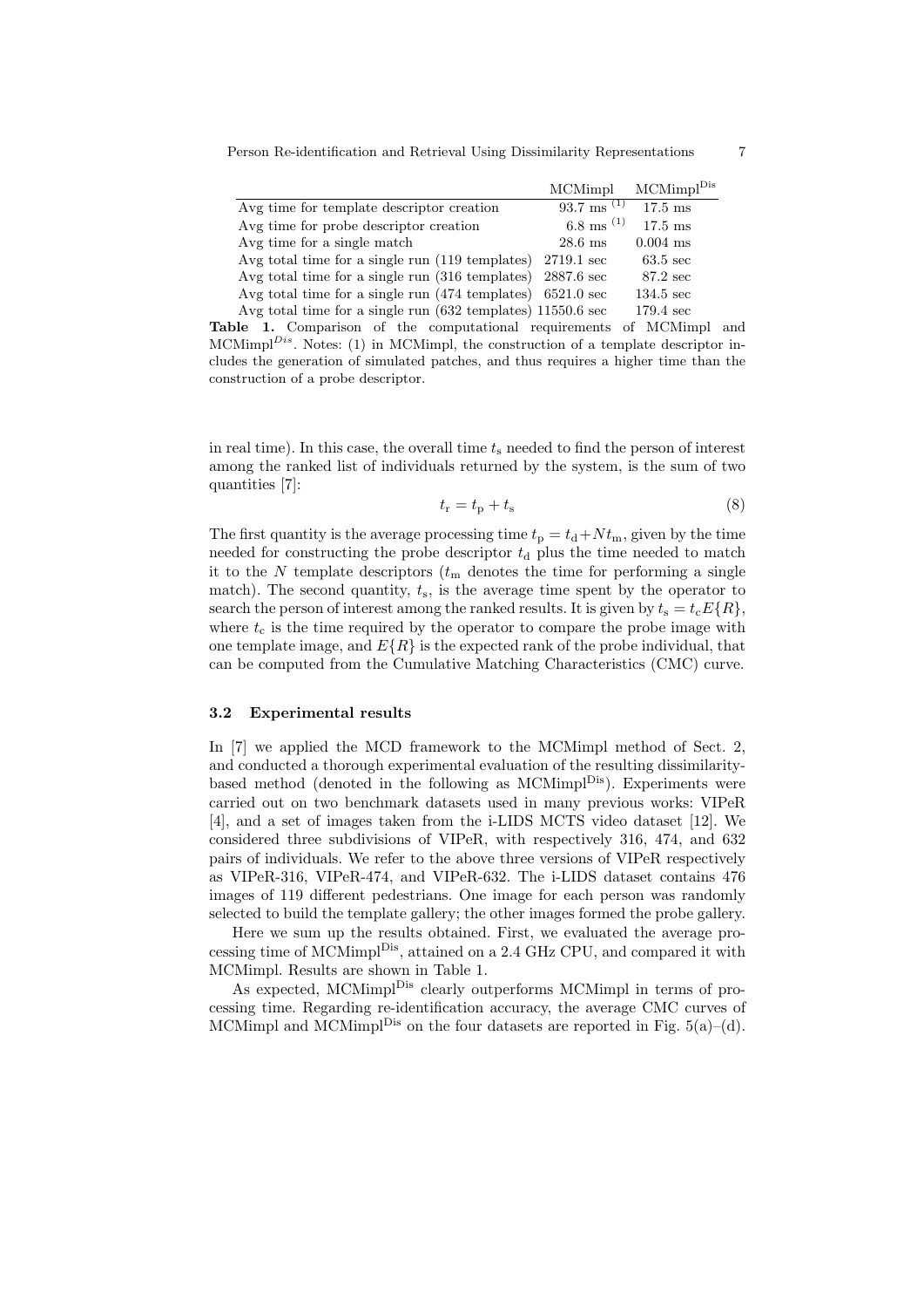| | MCMimpl | MCMimpl$^{\mathrm{Dis}}$ |
|---|---|---|
| Avg time for template descriptor creation | 93.7 ms $^{(1)}$ | 17.5 ms |
| Avg time for probe descriptor creation | 6.8 ms $^{(1)}$ | 17.5 ms |
| Avg time for a single match | 28.6 ms | 0.004 ms |
| Avg total time for a single run (119 templates) | 2719.1 sec | 63.5 sec |
| Avg total time for a single run (316 templates) | 2887.6 sec | 87.2 sec |
| Avg total time for a single run (474 templates) | 6521.0 sec | 134.5 sec |
| Avg total time for a single run (632 templates) | 11550.6 sec | 179.4 sec |

**Table 1.** Comparison of the computational requirements of MCMimpl and MCMimpl$^{Dis}$. Notes: (1) in MCMimpl, the construction of a template descriptor includes the generation of simulated patches, and thus requires a higher time than the construction of a probe descriptor.

in real time). In this case, the overall time $t_{\mathrm{s}}$ needed to find the person of interest among the ranked list of individuals returned by the system, is the sum of two quantities [7]:

$$t_{\mathrm{r}} = t_{\mathrm{p}} + t_{\mathrm{s}} \tag{8}$$

The first quantity is the average processing time $t_{\mathrm{p}} = t_{\mathrm{d}} + N t_{\mathrm{m}}$, given by the time needed for constructing the probe descriptor $t_{\mathrm{d}}$ plus the time needed to match it to the $N$ template descriptors ($t_{\mathrm{m}}$ denotes the time for performing a single match). The second quantity, $t_{\mathrm{s}}$, is the average time spent by the operator to search the person of interest among the ranked results. It is given by $t_{\mathrm{s}} = t_{\mathrm{c}} E\{R\}$, where $t_{\mathrm{c}}$ is the time required by the operator to compare the probe image with one template image, and $E\{R\}$ is the expected rank of the probe individual, that can be computed from the Cumulative Matching Characteristics (CMC) curve.

### 3.2 Experimental results

In [7] we applied the MCD framework to the MCMimpl method of Sect. 2, and conducted a thorough experimental evaluation of the resulting dissimilarity-based method (denoted in the following as MCMimpl$^{\mathrm{Dis}}$). Experiments were carried out on two benchmark datasets used in many previous works: VIPeR [4], and a set of images taken from the i-LIDS MCTS video dataset [12]. We considered three subdivisions of VIPeR, with respectively 316, 474, and 632 pairs of individuals. We refer to the above three versions of VIPeR respectively as VIPeR-316, VIPeR-474, and VIPeR-632. The i-LIDS dataset contains 476 images of 119 different pedestrians. One image for each person was randomly selected to build the template gallery; the other images formed the probe gallery.

Here we sum up the results obtained. First, we evaluated the average processing time of MCMimpl$^{\mathrm{Dis}}$, attained on a 2.4 GHz CPU, and compared it with MCMimpl. Results are shown in Table 1.

As expected, MCMimpl$^{\mathrm{Dis}}$ clearly outperforms MCMimpl in terms of processing time. Regarding re-identification accuracy, the average CMC curves of MCMimpl and MCMimpl$^{\mathrm{Dis}}$ on the four datasets are reported in Fig. 5(a)–(d).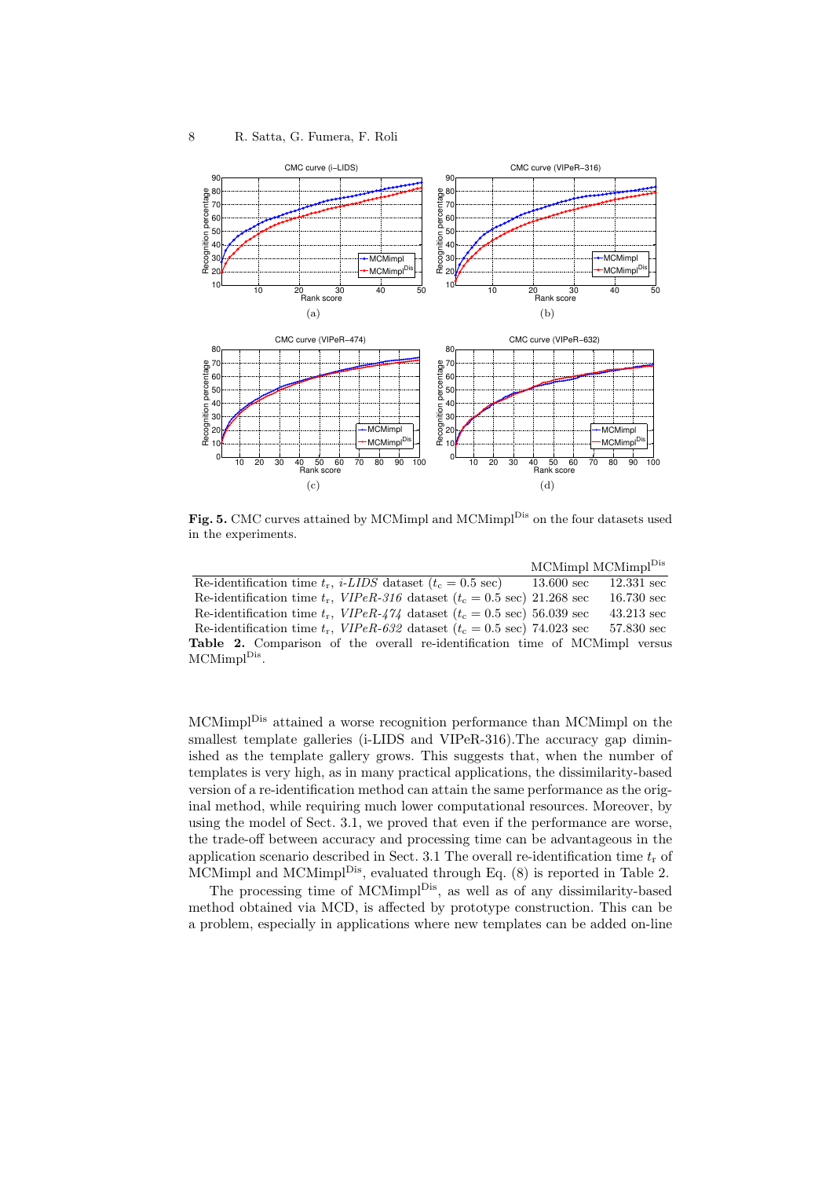**Fig. 5.** CMC curves attained by MCMimpl and MCMimpl$^{\text{Dis}}$ on the four datasets used in the experiments.

| | MCMimpl | MCMimpl$^{\text{Dis}}$ |
|---|---|---|
| Re-identification time $t_r$, *i-LIDS* dataset ($t_c = 0.5$ sec) | 13.600 sec | 12.331 sec |
| Re-identification time $t_r$, *VIPeR-316* dataset ($t_c = 0.5$ sec) | 21.268 sec | 16.730 sec |
| Re-identification time $t_r$, *VIPeR-474* dataset ($t_c = 0.5$ sec) | 56.039 sec | 43.213 sec |
| Re-identification time $t_r$, *VIPeR-632* dataset ($t_c = 0.5$ sec) | 74.023 sec | 57.830 sec |

**Table 2.** Comparison of the overall re-identification time of MCMimpl versus MCMimpl$^{\text{Dis}}$.

MCMimpl$^{\text{Dis}}$ attained a worse recognition performance than MCMimpl on the smallest template galleries (i-LIDS and VIPeR-316).The accuracy gap diminished as the template gallery grows. This suggests that, when the number of templates is very high, as in many practical applications, the dissimilarity-based version of a re-identification method can attain the same performance as the original method, while requiring much lower computational resources. Moreover, by using the model of Sect. 3.1, we proved that even if the performance are worse, the trade-off between accuracy and processing time can be advantageous in the application scenario described in Sect. 3.1 The overall re-identification time $t_r$ of MCMimpl and MCMimpl$^{\text{Dis}}$, evaluated through Eq. (8) is reported in Table 2.

The processing time of MCMimpl$^{\text{Dis}}$, as well as of any dissimilarity-based method obtained via MCD, is affected by prototype construction. This can be a problem, especially in applications where new templates can be added on-line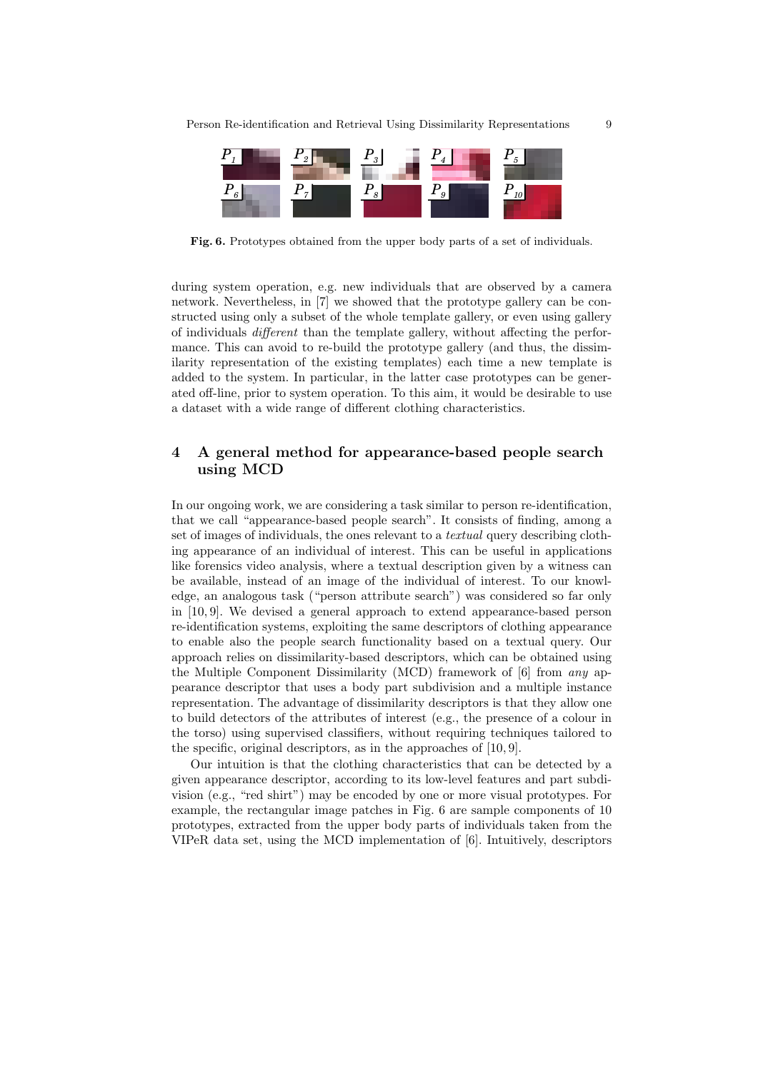Fig. 6. Prototypes obtained from the upper body parts of a set of individuals.

during system operation, e.g. new individuals that are observed by a camera network. Nevertheless, in [7] we showed that the prototype gallery can be constructed using only a subset of the whole template gallery, or even using gallery of individuals *different* than the template gallery, without affecting the performance. This can avoid to re-build the prototype gallery (and thus, the dissimilarity representation of the existing templates) each time a new template is added to the system. In particular, in the latter case prototypes can be generated off-line, prior to system operation. To this aim, it would be desirable to use a dataset with a wide range of different clothing characteristics.

## 4 A general method for appearance-based people search using MCD

In our ongoing work, we are considering a task similar to person re-identification, that we call "appearance-based people search". It consists of finding, among a set of images of individuals, the ones relevant to a *textual* query describing clothing appearance of an individual of interest. This can be useful in applications like forensics video analysis, where a textual description given by a witness can be available, instead of an image of the individual of interest. To our knowledge, an analogous task ("person attribute search") was considered so far only in [10, 9]. We devised a general approach to extend appearance-based person re-identification systems, exploiting the same descriptors of clothing appearance to enable also the people search functionality based on a textual query. Our approach relies on dissimilarity-based descriptors, which can be obtained using the Multiple Component Dissimilarity (MCD) framework of [6] from *any* appearance descriptor that uses a body part subdivision and a multiple instance representation. The advantage of dissimilarity descriptors is that they allow one to build detectors of the attributes of interest (e.g., the presence of a colour in the torso) using supervised classifiers, without requiring techniques tailored to the specific, original descriptors, as in the approaches of [10, 9].

Our intuition is that the clothing characteristics that can be detected by a given appearance descriptor, according to its low-level features and part subdivision (e.g., "red shirt") may be encoded by one or more visual prototypes. For example, the rectangular image patches in Fig. 6 are sample components of 10 prototypes, extracted from the upper body parts of individuals taken from the VIPeR data set, using the MCD implementation of [6]. Intuitively, descriptors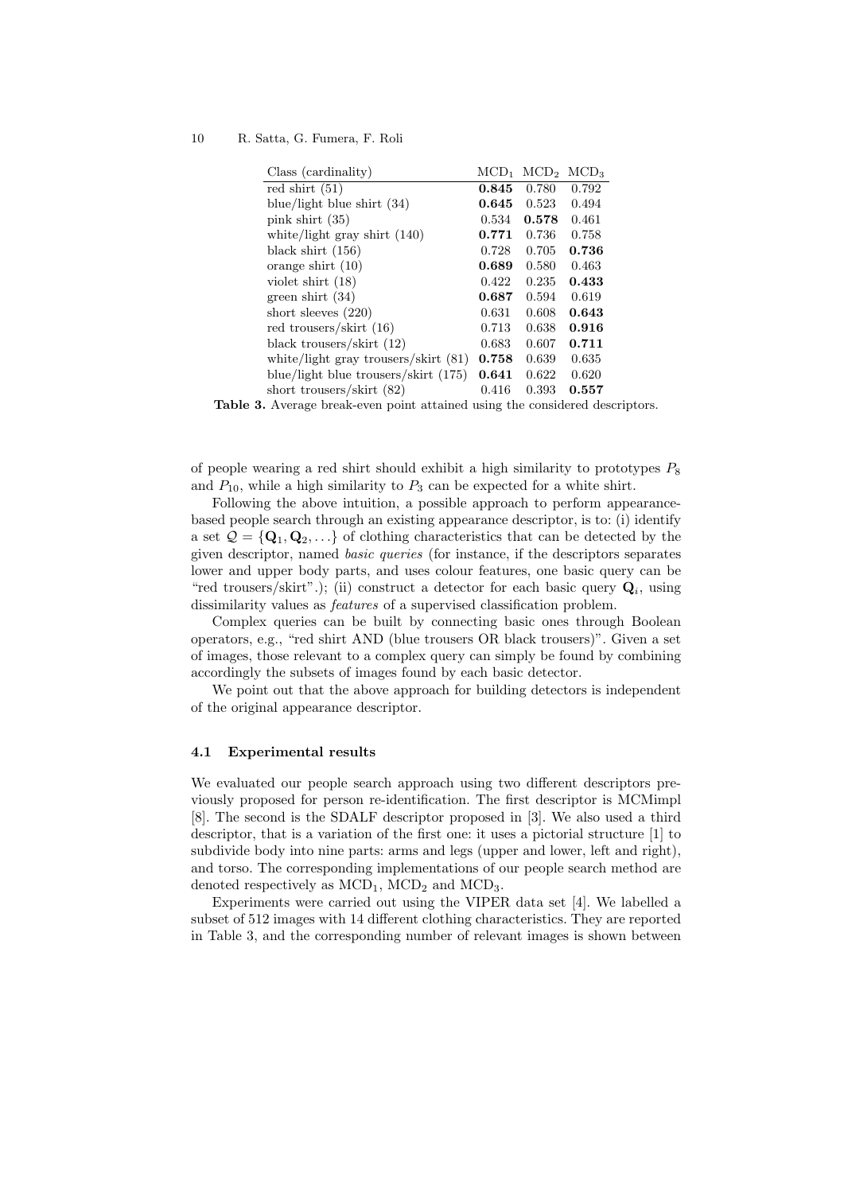| Class (cardinality) | $\text{MCD}_1$ | $\text{MCD}_2$ | $\text{MCD}_3$ |
|---|---|---|---|
| red shirt (51) | **0.845** | 0.780 | 0.792 |
| blue/light blue shirt (34) | **0.645** | 0.523 | 0.494 |
| pink shirt (35) | 0.534 | **0.578** | 0.461 |
| white/light gray shirt (140) | **0.771** | 0.736 | 0.758 |
| black shirt (156) | 0.728 | 0.705 | **0.736** |
| orange shirt (10) | **0.689** | 0.580 | 0.463 |
| violet shirt (18) | 0.422 | 0.235 | **0.433** |
| green shirt (34) | **0.687** | 0.594 | 0.619 |
| short sleeves (220) | 0.631 | 0.608 | **0.643** |
| red trousers/skirt (16) | 0.713 | 0.638 | **0.916** |
| black trousers/skirt (12) | 0.683 | 0.607 | **0.711** |
| white/light gray trousers/skirt (81) | **0.758** | 0.639 | 0.635 |
| blue/light blue trousers/skirt (175) | **0.641** | 0.622 | 0.620 |
| short trousers/skirt (82) | 0.416 | 0.393 | **0.557** |

**Table 3.** Average break-even point attained using the considered descriptors.

of people wearing a red shirt should exhibit a high similarity to prototypes $P_8$ and $P_{10}$, while a high similarity to $P_3$ can be expected for a white shirt.

Following the above intuition, a possible approach to perform appearance-based people search through an existing appearance descriptor, is to: (i) identify a set $\mathcal{Q} = \{\mathbf{Q}_1, \mathbf{Q}_2, \ldots\}$ of clothing characteristics that can be detected by the given descriptor, named *basic queries* (for instance, if the descriptors separates lower and upper body parts, and uses colour features, one basic query can be "red trousers/skirt".); (ii) construct a detector for each basic query $\mathbf{Q}_i$, using dissimilarity values as *features* of a supervised classification problem.

Complex queries can be built by connecting basic ones through Boolean operators, e.g., "red shirt AND (blue trousers OR black trousers)". Given a set of images, those relevant to a complex query can simply be found by combining accordingly the subsets of images found by each basic detector.

We point out that the above approach for building detectors is independent of the original appearance descriptor.

### 4.1 Experimental results

We evaluated our people search approach using two different descriptors previously proposed for person re-identification. The first descriptor is MCMimpl [8]. The second is the SDALF descriptor proposed in [3]. We also used a third descriptor, that is a variation of the first one: it uses a pictorial structure [1] to subdivide body into nine parts: arms and legs (upper and lower, left and right), and torso. The corresponding implementations of our people search method are denoted respectively as $\text{MCD}_1$, $\text{MCD}_2$ and $\text{MCD}_3$.

Experiments were carried out using the VIPER data set [4]. We labelled a subset of 512 images with 14 different clothing characteristics. They are reported in Table 3, and the corresponding number of relevant images is shown between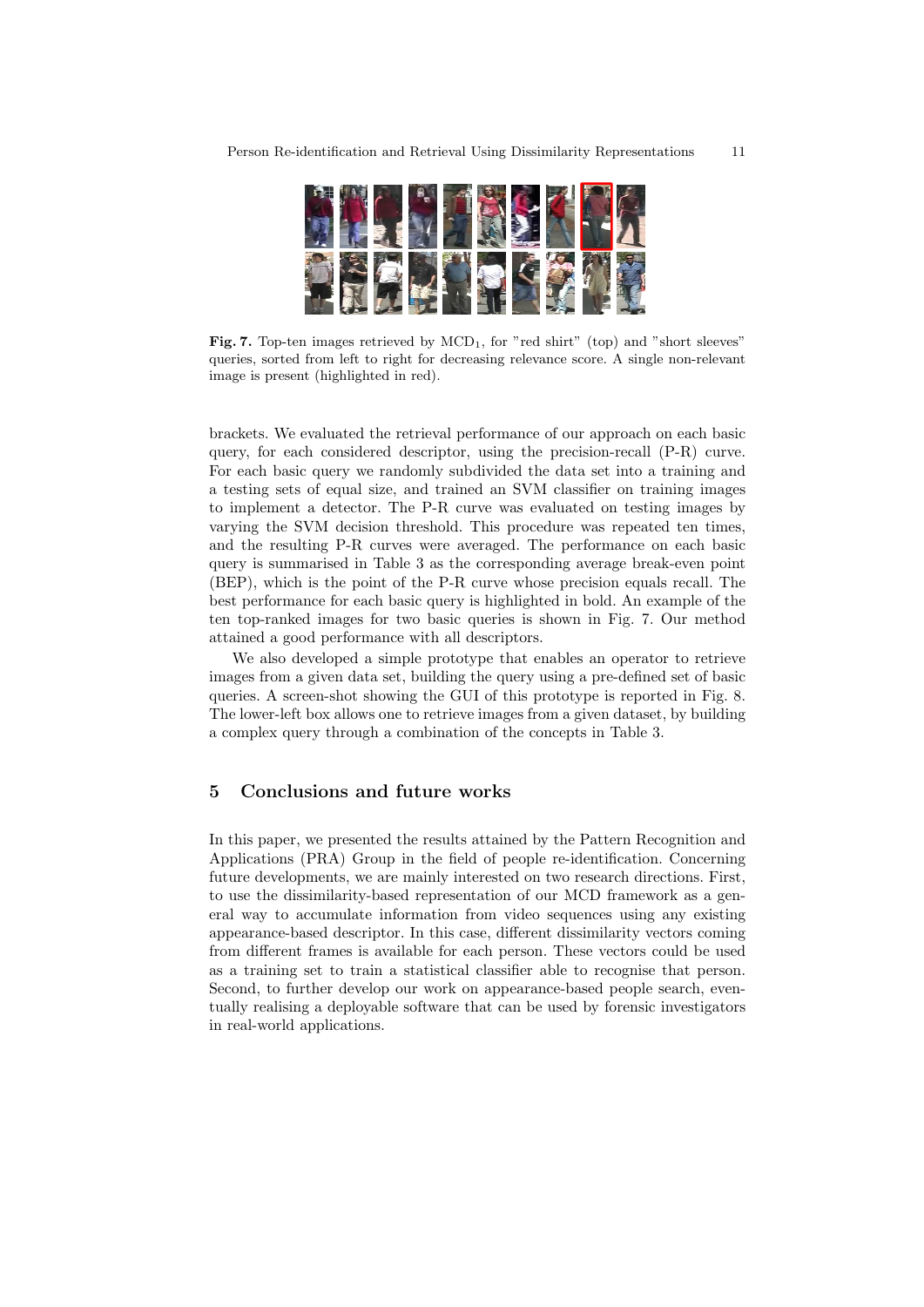**Fig. 7.** Top-ten images retrieved by $\mathrm{MCD}_1$, for "red shirt" (top) and "short sleeves" queries, sorted from left to right for decreasing relevance score. A single non-relevant image is present (highlighted in red).

brackets. We evaluated the retrieval performance of our approach on each basic query, for each considered descriptor, using the precision-recall (P-R) curve. For each basic query we randomly subdivided the data set into a training and a testing sets of equal size, and trained an SVM classifier on training images to implement a detector. The P-R curve was evaluated on testing images by varying the SVM decision threshold. This procedure was repeated ten times, and the resulting P-R curves were averaged. The performance on each basic query is summarised in Table 3 as the corresponding average break-even point (BEP), which is the point of the P-R curve whose precision equals recall. The best performance for each basic query is highlighted in bold. An example of the ten top-ranked images for two basic queries is shown in Fig. 7. Our method attained a good performance with all descriptors.

We also developed a simple prototype that enables an operator to retrieve images from a given data set, building the query using a pre-defined set of basic queries. A screen-shot showing the GUI of this prototype is reported in Fig. 8. The lower-left box allows one to retrieve images from a given dataset, by building a complex query through a combination of the concepts in Table 3.

## 5 Conclusions and future works

In this paper, we presented the results attained by the Pattern Recognition and Applications (PRA) Group in the field of people re-identification. Concerning future developments, we are mainly interested on two research directions. First, to use the dissimilarity-based representation of our MCD framework as a general way to accumulate information from video sequences using any existing appearance-based descriptor. In this case, different dissimilarity vectors coming from different frames is available for each person. These vectors could be used as a training set to train a statistical classifier able to recognise that person. Second, to further develop our work on appearance-based people search, eventually realising a deployable software that can be used by forensic investigators in real-world applications.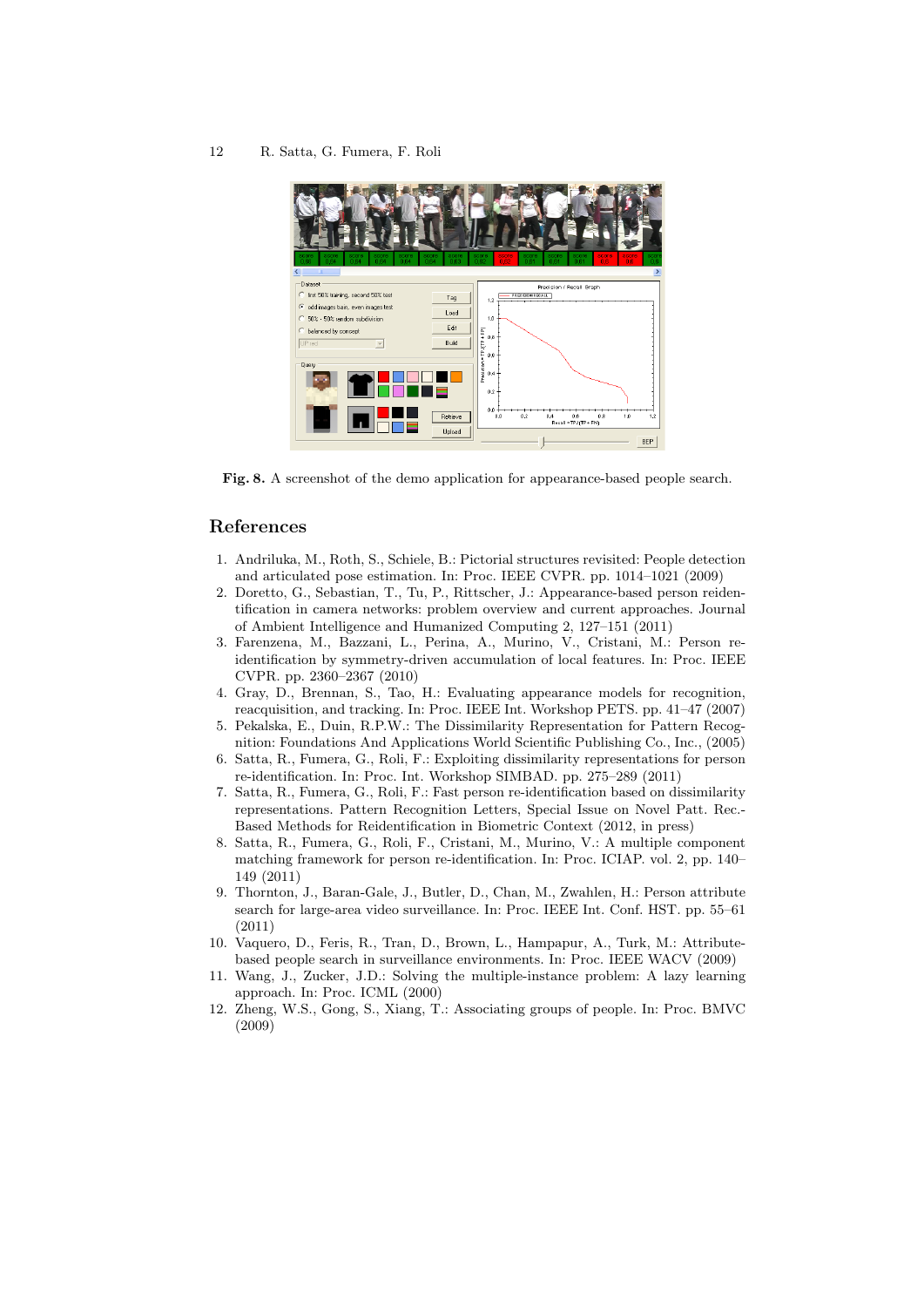Fig. 8. A screenshot of the demo application for appearance-based people search.

## References

1. Andriluka, M., Roth, S., Schiele, B.: Pictorial structures revisited: People detection and articulated pose estimation. In: Proc. IEEE CVPR. pp. 1014–1021 (2009)
2. Doretto, G., Sebastian, T., Tu, P., Rittscher, J.: Appearance-based person reidentification in camera networks: problem overview and current approaches. Journal of Ambient Intelligence and Humanized Computing 2, 127–151 (2011)
3. Farenzena, M., Bazzani, L., Perina, A., Murino, V., Cristani, M.: Person re-identification by symmetry-driven accumulation of local features. In: Proc. IEEE CVPR. pp. 2360–2367 (2010)
4. Gray, D., Brennan, S., Tao, H.: Evaluating appearance models for recognition, reacquisition, and tracking. In: Proc. IEEE Int. Workshop PETS. pp. 41–47 (2007)
5. Pekalska, E., Duin, R.P.W.: The Dissimilarity Representation for Pattern Recognition: Foundations And Applications World Scientific Publishing Co., Inc., (2005)
6. Satta, R., Fumera, G., Roli, F.: Exploiting dissimilarity representations for person re-identification. In: Proc. Int. Workshop SIMBAD. pp. 275–289 (2011)
7. Satta, R., Fumera, G., Roli, F.: Fast person re-identification based on dissimilarity representations. Pattern Recognition Letters, Special Issue on Novel Patt. Rec.-Based Methods for Reidentification in Biometric Context (2012, in press)
8. Satta, R., Fumera, G., Roli, F., Cristani, M., Murino, V.: A multiple component matching framework for person re-identification. In: Proc. ICIAP. vol. 2, pp. 140–149 (2011)
9. Thornton, J., Baran-Gale, J., Butler, D., Chan, M., Zwahlen, H.: Person attribute search for large-area video surveillance. In: Proc. IEEE Int. Conf. HST. pp. 55–61 (2011)
10. Vaquero, D., Feris, R., Tran, D., Brown, L., Hampapur, A., Turk, M.: Attribute-based people search in surveillance environments. In: Proc. IEEE WACV (2009)
11. Wang, J., Zucker, J.D.: Solving the multiple-instance problem: A lazy learning approach. In: Proc. ICML (2000)
12. Zheng, W.S., Gong, S., Xiang, T.: Associating groups of people. In: Proc. BMVC (2009)